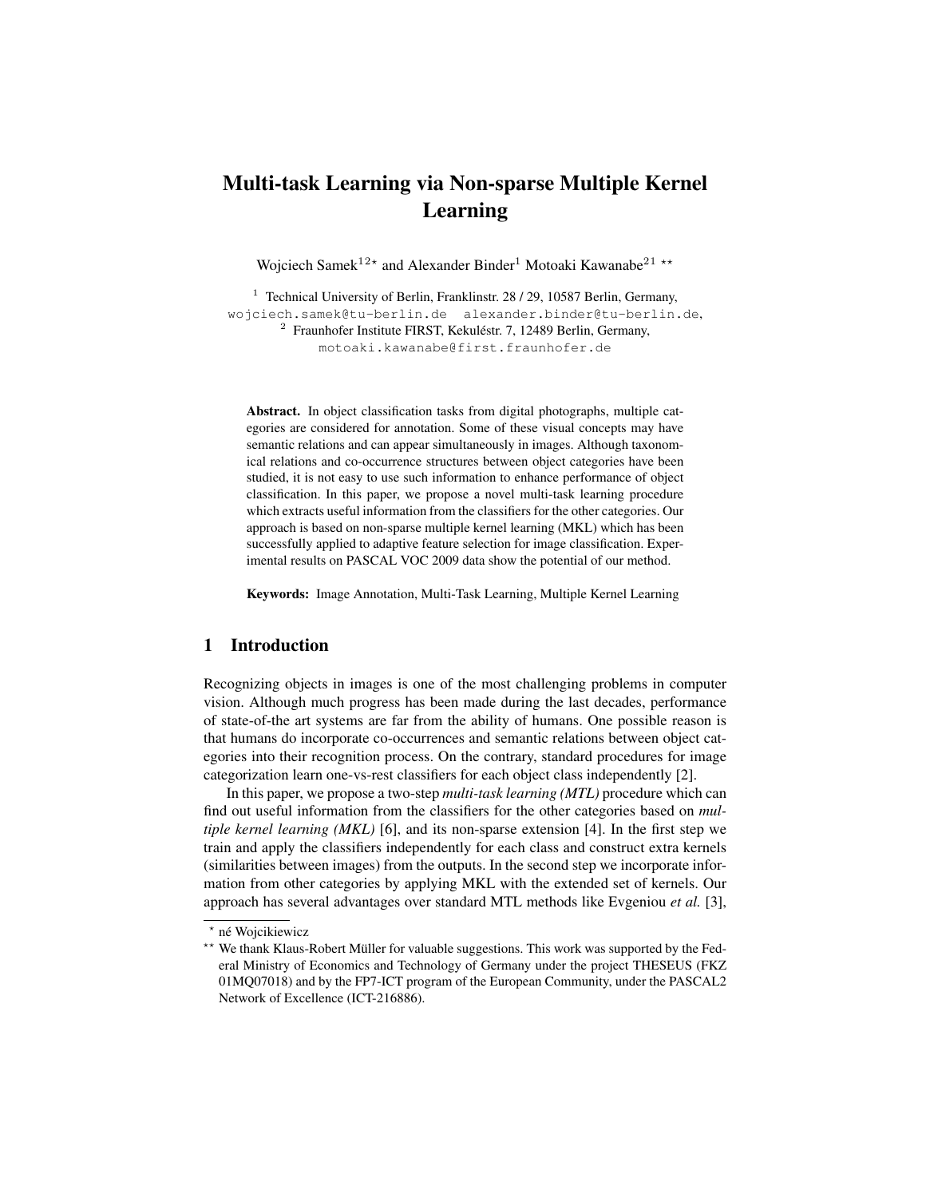# Multi-task Learning via Non-sparse Multiple Kernel Learning

Wojciech Samek[1,2]* and Alexander Binder[1] Motoaki Kawanabe[2,1] **

[1] Technical University of Berlin, Franklinstr. 28 / 29, 10587 Berlin, Germany, wojciech.samek@tu-berlin.de alexander.binder@tu-berlin.de,

[2] Fraunhofer Institute FIRST, Kekuléstr. 7, 12489 Berlin, Germany, motoaki.kawanabe@first.fraunhofer.de

**Abstract.** In object classification tasks from digital photographs, multiple categories are considered for annotation. Some of these visual concepts may have semantic relations and can appear simultaneously in images. Although taxonomical relations and co-occurrence structures between object categories have been studied, it is not easy to use such information to enhance performance of object classification. In this paper, we propose a novel multi-task learning procedure which extracts useful information from the classifiers for the other categories. Our approach is based on non-sparse multiple kernel learning (MKL) which has been successfully applied to adaptive feature selection for image classification. Experimental results on PASCAL VOC 2009 data show the potential of our method.

**Keywords:** Image Annotation, Multi-Task Learning, Multiple Kernel Learning

## 1 Introduction

Recognizing objects in images is one of the most challenging problems in computer vision. Although much progress has been made during the last decades, performance of state-of-the art systems are far from the ability of humans. One possible reason is that humans do incorporate co-occurrences and semantic relations between object categories into their recognition process. On the contrary, standard procedures for image categorization learn one-vs-rest classifiers for each object class independently [2].

In this paper, we propose a two-step *multi-task learning (MTL)* procedure which can find out useful information from the classifiers for the other categories based on *multiple kernel learning (MKL)* [6], and its non-sparse extension [4]. In the first step we train and apply the classifiers independently for each class and construct extra kernels (similarities between images) from the outputs. In the second step we incorporate information from other categories by applying MKL with the extended set of kernels. Our approach has several advantages over standard MTL methods like Evgeniou *et al.* [3],

---

* né Wojcikiewicz

** We thank Klaus-Robert Müller for valuable suggestions. This work was supported by the Federal Ministry of Economics and Technology of Germany under the project THESEUS (FKZ 01MQ07018) and by the FP7-ICT program of the European Community, under the PASCAL2 Network of Excellence (ICT-216886).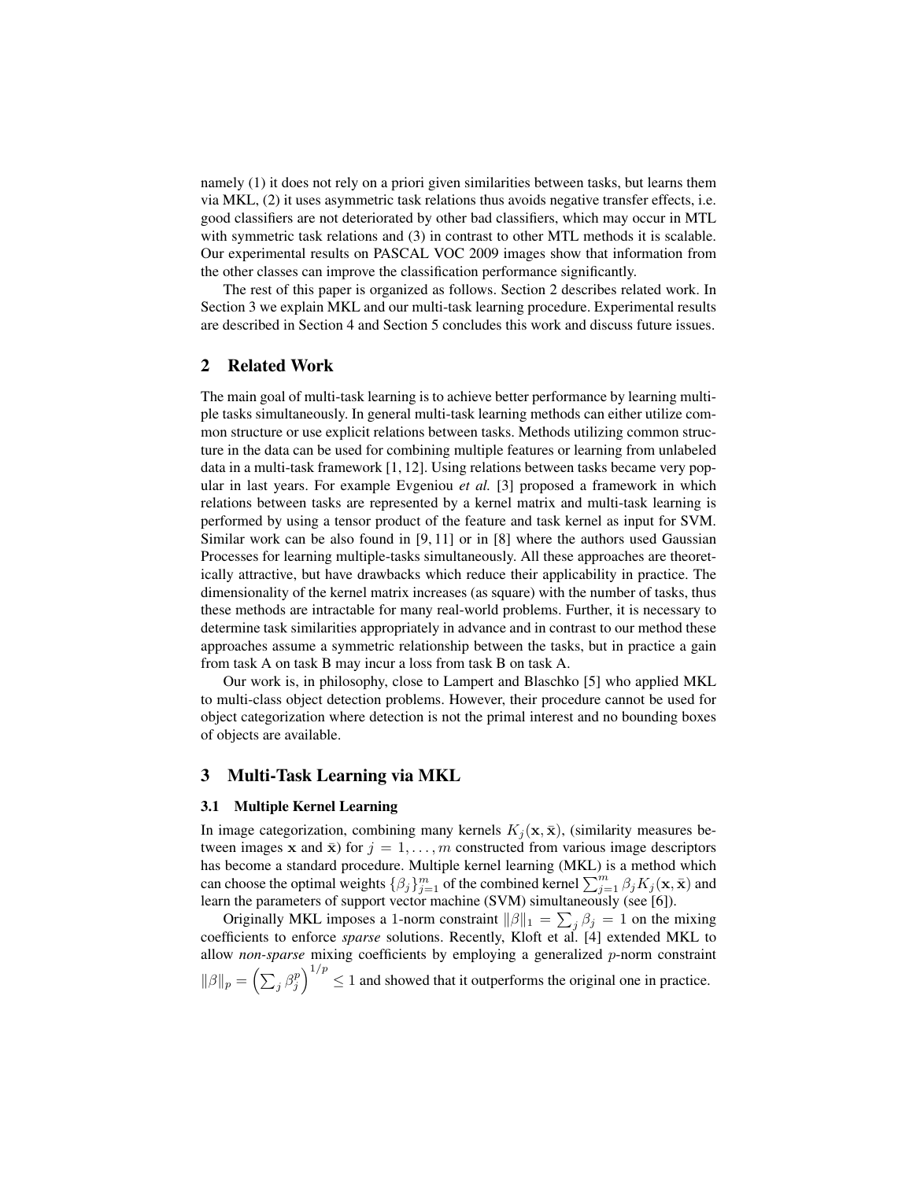namely (1) it does not rely on a priori given similarities between tasks, but learns them via MKL, (2) it uses asymmetric task relations thus avoids negative transfer effects, i.e. good classifiers are not deteriorated by other bad classifiers, which may occur in MTL with symmetric task relations and (3) in contrast to other MTL methods it is scalable. Our experimental results on PASCAL VOC 2009 images show that information from the other classes can improve the classification performance significantly.

The rest of this paper is organized as follows. Section 2 describes related work. In Section 3 we explain MKL and our multi-task learning procedure. Experimental results are described in Section 4 and Section 5 concludes this work and discuss future issues.

## 2 Related Work

The main goal of multi-task learning is to achieve better performance by learning multiple tasks simultaneously. In general multi-task learning methods can either utilize common structure or use explicit relations between tasks. Methods utilizing common structure in the data can be used for combining multiple features or learning from unlabeled data in a multi-task framework [1, 12]. Using relations between tasks became very popular in last years. For example Evgeniou *et al.* [3] proposed a framework in which relations between tasks are represented by a kernel matrix and multi-task learning is performed by using a tensor product of the feature and task kernel as input for SVM. Similar work can be also found in [9, 11] or in [8] where the authors used Gaussian Processes for learning multiple-tasks simultaneously. All these approaches are theoretically attractive, but have drawbacks which reduce their applicability in practice. The dimensionality of the kernel matrix increases (as square) with the number of tasks, thus these methods are intractable for many real-world problems. Further, it is necessary to determine task similarities appropriately in advance and in contrast to our method these approaches assume a symmetric relationship between the tasks, but in practice a gain from task A on task B may incur a loss from task B on task A.

Our work is, in philosophy, close to Lampert and Blaschko [5] who applied MKL to multi-class object detection problems. However, their procedure cannot be used for object categorization where detection is not the primal interest and no bounding boxes of objects are available.

## 3 Multi-Task Learning via MKL

### 3.1 Multiple Kernel Learning

In image categorization, combining many kernels $K_j(\mathbf{x}, \bar{\mathbf{x}})$, (similarity measures between images $\mathbf{x}$ and $\bar{\mathbf{x}}$) for $j = 1, \ldots, m$ constructed from various image descriptors has become a standard procedure. Multiple kernel learning (MKL) is a method which can choose the optimal weights $\{\beta_j\}_{j=1}^m$ of the combined kernel $\sum_{j=1}^m \beta_j K_j(\mathbf{x}, \bar{\mathbf{x}})$ and learn the parameters of support vector machine (SVM) simultaneously (see [6]).

Originally MKL imposes a 1-norm constraint $\|\beta\|_1 = \sum_j \beta_j = 1$ on the mixing coefficients to enforce *sparse* solutions. Recently, Kloft et al. [4] extended MKL to allow *non-sparse* mixing coefficients by employing a generalized $p$-norm constraint $\|\beta\|_p = \left(\sum_j \beta_j^p\right)^{1/p} \leq 1$ and showed that it outperforms the original one in practice.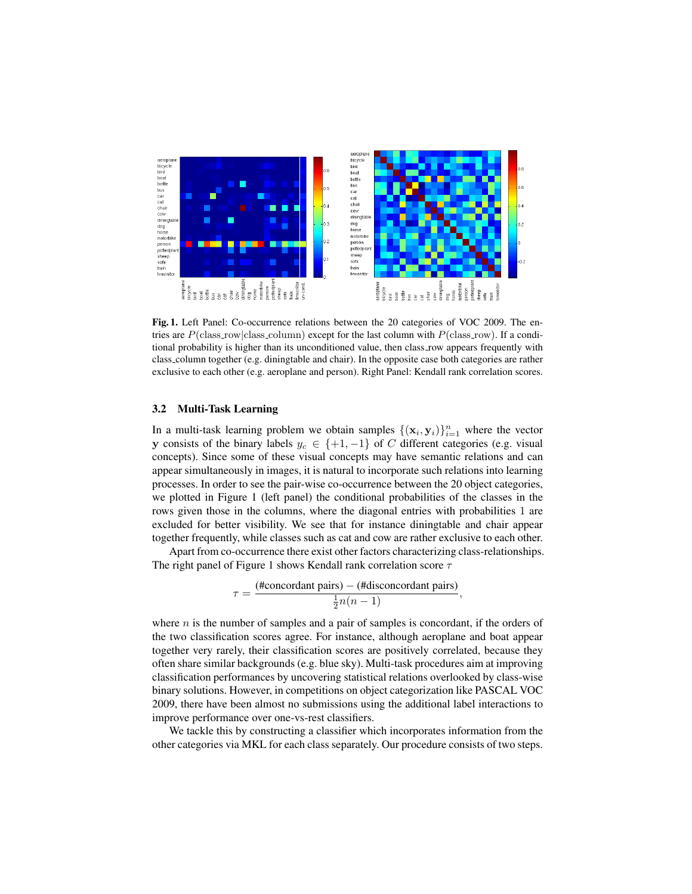**Fig. 1.** Left Panel: Co-occurrence relations between the 20 categories of VOC 2009. The entries are $P(\text{class\_row}|\text{class\_column})$ except for the last column with $P(\text{class\_row})$. If a conditional probability is higher than its unconditioned value, then class_row appears frequently with class_column together (e.g. diningtable and chair). In the opposite case both categories are rather exclusive to each other (e.g. aeroplane and person). Right Panel: Kendall rank correlation scores.

### 3.2 Multi-Task Learning

In a multi-task learning problem we obtain samples $\{(\mathbf{x}_i, \mathbf{y}_i)\}_{i=1}^n$ where the vector $\mathbf{y}$ consists of the binary labels $y_c \in \{+1, -1\}$ of $C$ different categories (e.g. visual concepts). Since some of these visual concepts may have semantic relations and can appear simultaneously in images, it is natural to incorporate such relations into learning processes. In order to see the pair-wise co-occurrence between the 20 object categories, we plotted in Figure 1 (left panel) the conditional probabilities of the classes in the rows given those in the columns, where the diagonal entries with probabilities 1 are excluded for better visibility. We see that for instance diningtable and chair appear together frequently, while classes such as cat and cow are rather exclusive to each other.

Apart from co-occurrence there exist other factors characterizing class-relationships. The right panel of Figure 1 shows Kendall rank correlation score $\tau$

$$\tau = \frac{(\text{\#concordant pairs}) - (\text{\#disconcordant pairs})}{\frac{1}{2}n(n-1)},$$

where $n$ is the number of samples and a pair of samples is concordant, if the orders of the two classification scores agree. For instance, although aeroplane and boat appear together very rarely, their classification scores are positively correlated, because they often share similar backgrounds (e.g. blue sky). Multi-task procedures aim at improving classification performances by uncovering statistical relations overlooked by class-wise binary solutions. However, in competitions on object categorization like PASCAL VOC 2009, there have been almost no submissions using the additional label interactions to improve performance over one-vs-rest classifiers.

We tackle this by constructing a classifier which incorporates information from the other categories via MKL for each class separately. Our procedure consists of two steps.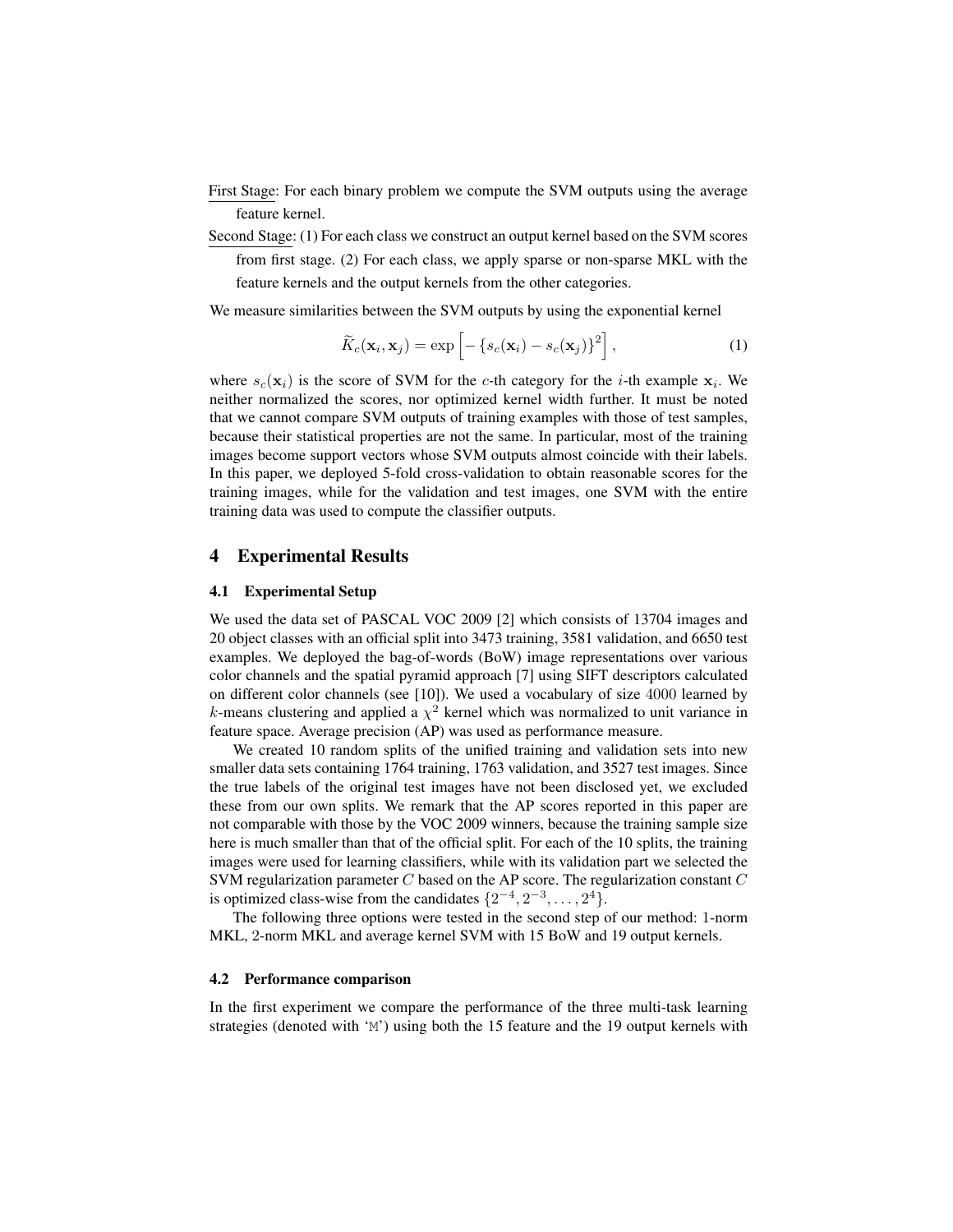First Stage: For each binary problem we compute the SVM outputs using the average feature kernel.

Second Stage: (1) For each class we construct an output kernel based on the SVM scores from first stage. (2) For each class, we apply sparse or non-sparse MKL with the feature kernels and the output kernels from the other categories.

We measure similarities between the SVM outputs by using the exponential kernel

$$\widetilde{K}_c(\mathbf{x}_i, \mathbf{x}_j) = \exp\left[-\{s_c(\mathbf{x}_i) - s_c(\mathbf{x}_j)\}^2\right], \tag{1}$$

where $s_c(\mathbf{x}_i)$ is the score of SVM for the $c$-th category for the $i$-th example $\mathbf{x}_i$. We neither normalized the scores, nor optimized kernel width further. It must be noted that we cannot compare SVM outputs of training examples with those of test samples, because their statistical properties are not the same. In particular, most of the training images become support vectors whose SVM outputs almost coincide with their labels. In this paper, we deployed 5-fold cross-validation to obtain reasonable scores for the training images, while for the validation and test images, one SVM with the entire training data was used to compute the classifier outputs.

## 4 Experimental Results

### 4.1 Experimental Setup

We used the data set of PASCAL VOC 2009 [2] which consists of 13704 images and 20 object classes with an official split into 3473 training, 3581 validation, and 6650 test examples. We deployed the bag-of-words (BoW) image representations over various color channels and the spatial pyramid approach [7] using SIFT descriptors calculated on different color channels (see [10]). We used a vocabulary of size 4000 learned by $k$-means clustering and applied a $\chi^2$ kernel which was normalized to unit variance in feature space. Average precision (AP) was used as performance measure.

We created 10 random splits of the unified training and validation sets into new smaller data sets containing 1764 training, 1763 validation, and 3527 test images. Since the true labels of the original test images have not been disclosed yet, we excluded these from our own splits. We remark that the AP scores reported in this paper are not comparable with those by the VOC 2009 winners, because the training sample size here is much smaller than that of the official split. For each of the 10 splits, the training images were used for learning classifiers, while with its validation part we selected the SVM regularization parameter $C$ based on the AP score. The regularization constant $C$ is optimized class-wise from the candidates $\{2^{-4}, 2^{-3}, \ldots, 2^4\}$.

The following three options were tested in the second step of our method: 1-norm MKL, 2-norm MKL and average kernel SVM with 15 BoW and 19 output kernels.

### 4.2 Performance comparison

In the first experiment we compare the performance of the three multi-task learning strategies (denoted with 'M') using both the 15 feature and the 19 output kernels with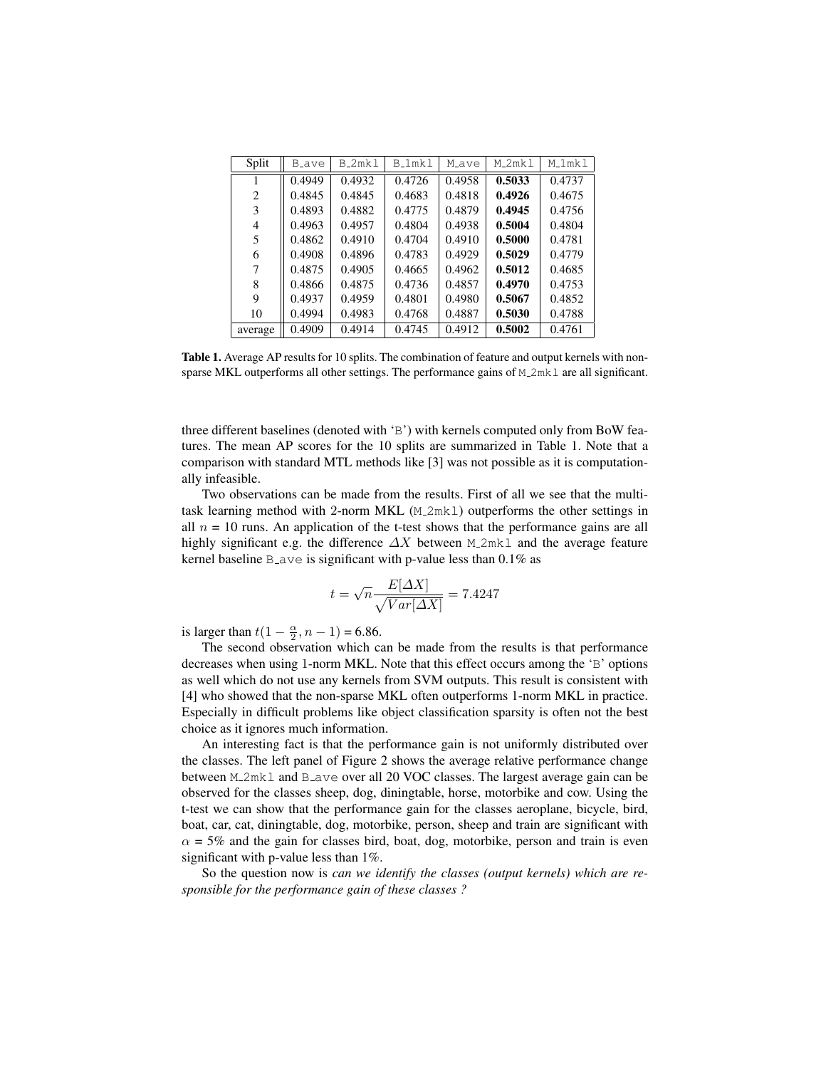| Split | B_ave | B_2mkl | B_1mkl | M_ave | M_2mkl | M_1mkl |
|---|---|---|---|---|---|---|
| 1 | 0.4949 | 0.4932 | 0.4726 | 0.4958 | **0.5033** | 0.4737 |
| 2 | 0.4845 | 0.4845 | 0.4683 | 0.4818 | **0.4926** | 0.4675 |
| 3 | 0.4893 | 0.4882 | 0.4775 | 0.4879 | **0.4945** | 0.4756 |
| 4 | 0.4963 | 0.4957 | 0.4804 | 0.4938 | **0.5004** | 0.4804 |
| 5 | 0.4862 | 0.4910 | 0.4704 | 0.4910 | **0.5000** | 0.4781 |
| 6 | 0.4908 | 0.4896 | 0.4783 | 0.4929 | **0.5029** | 0.4779 |
| 7 | 0.4875 | 0.4905 | 0.4665 | 0.4962 | **0.5012** | 0.4685 |
| 8 | 0.4866 | 0.4875 | 0.4736 | 0.4857 | **0.4970** | 0.4753 |
| 9 | 0.4937 | 0.4959 | 0.4801 | 0.4980 | **0.5067** | 0.4852 |
| 10 | 0.4994 | 0.4983 | 0.4768 | 0.4887 | **0.5030** | 0.4788 |
| average | 0.4909 | 0.4914 | 0.4745 | 0.4912 | **0.5002** | 0.4761 |

**Table 1.** Average AP results for 10 splits. The combination of feature and output kernels with non-sparse MKL outperforms all other settings. The performance gains of M_2mkl are all significant.

three different baselines (denoted with 'B') with kernels computed only from BoW features. The mean AP scores for the 10 splits are summarized in Table 1. Note that a comparison with standard MTL methods like [3] was not possible as it is computationally infeasible.

Two observations can be made from the results. First of all we see that the multi-task learning method with 2-norm MKL (M_2mkl) outperforms the other settings in all $n$ = 10 runs. An application of the t-test shows that the performance gains are all highly significant e.g. the difference $\Delta X$ between M_2mkl and the average feature kernel baseline B_ave is significant with p-value less than 0.1% as

$$t = \sqrt{n}\frac{E[\Delta X]}{\sqrt{Var[\Delta X]}} = 7.4247$$

is larger than $t(1 - \frac{\alpha}{2}, n - 1)$ = 6.86.

The second observation which can be made from the results is that performance decreases when using 1-norm MKL. Note that this effect occurs among the 'B' options as well which do not use any kernels from SVM outputs. This result is consistent with [4] who showed that the non-sparse MKL often outperforms 1-norm MKL in practice. Especially in difficult problems like object classification sparsity is often not the best choice as it ignores much information.

An interesting fact is that the performance gain is not uniformly distributed over the classes. The left panel of Figure 2 shows the average relative performance change between M_2mkl and B_ave over all 20 VOC classes. The largest average gain can be observed for the classes sheep, dog, diningtable, horse, motorbike and cow. Using the t-test we can show that the performance gain for the classes aeroplane, bicycle, bird, boat, car, cat, diningtable, dog, motorbike, person, sheep and train are significant with $\alpha$ = 5% and the gain for classes bird, boat, dog, motorbike, person and train is even significant with p-value less than 1%.

So the question now is *can we identify the classes (output kernels) which are responsible for the performance gain of these classes ?*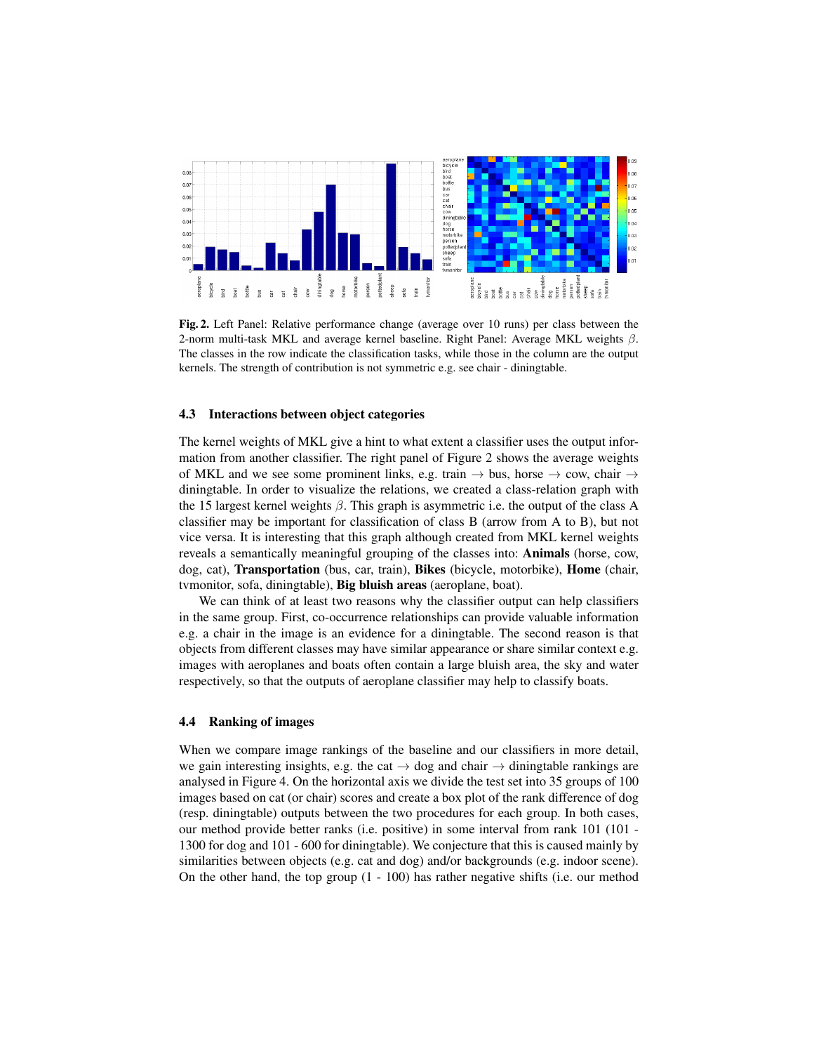**Fig. 2.** Left Panel: Relative performance change (average over 10 runs) per class between the 2-norm multi-task MKL and average kernel baseline. Right Panel: Average MKL weights $\beta$. The classes in the row indicate the classification tasks, while those in the column are the output kernels. The strength of contribution is not symmetric e.g. see chair - diningtable.

### 4.3 Interactions between object categories

The kernel weights of MKL give a hint to what extent a classifier uses the output information from another classifier. The right panel of Figure 2 shows the average weights of MKL and we see some prominent links, e.g. train $\rightarrow$ bus, horse $\rightarrow$ cow, chair $\rightarrow$ diningtable. In order to visualize the relations, we created a class-relation graph with the 15 largest kernel weights $\beta$. This graph is asymmetric i.e. the output of the class A classifier may be important for classification of class B (arrow from A to B), but not vice versa. It is interesting that this graph although created from MKL kernel weights reveals a semantically meaningful grouping of the classes into: **Animals** (horse, cow, dog, cat), **Transportation** (bus, car, train), **Bikes** (bicycle, motorbike), **Home** (chair, tvmonitor, sofa, diningtable), **Big bluish areas** (aeroplane, boat).

We can think of at least two reasons why the classifier output can help classifiers in the same group. First, co-occurrence relationships can provide valuable information e.g. a chair in the image is an evidence for a diningtable. The second reason is that objects from different classes may have similar appearance or share similar context e.g. images with aeroplanes and boats often contain a large bluish area, the sky and water respectively, so that the outputs of aeroplane classifier may help to classify boats.

### 4.4 Ranking of images

When we compare image rankings of the baseline and our classifiers in more detail, we gain interesting insights, e.g. the cat $\rightarrow$ dog and chair $\rightarrow$ diningtable rankings are analysed in Figure 4. On the horizontal axis we divide the test set into 35 groups of 100 images based on cat (or chair) scores and create a box plot of the rank difference of dog (resp. diningtable) outputs between the two procedures for each group. In both cases, our method provide better ranks (i.e. positive) in some interval from rank 101 (101 - 1300 for dog and 101 - 600 for diningtable). We conjecture that this is caused mainly by similarities between objects (e.g. cat and dog) and/or backgrounds (e.g. indoor scene). On the other hand, the top group (1 - 100) has rather negative shifts (i.e. our method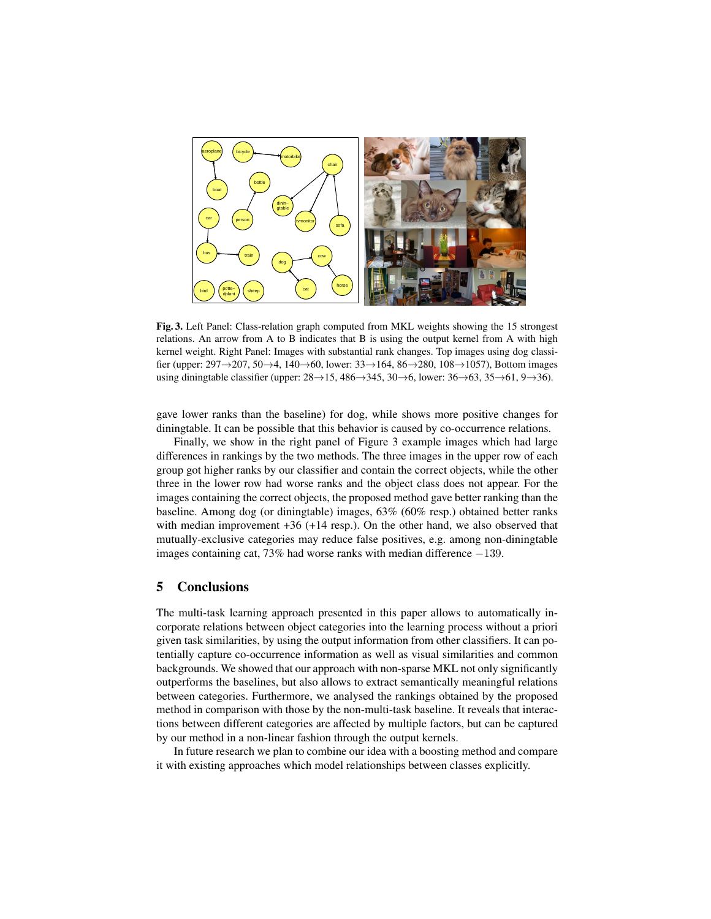**Fig. 3.** Left Panel: Class-relation graph computed from MKL weights showing the 15 strongest relations. An arrow from A to B indicates that B is using the output kernel from A with high kernel weight. Right Panel: Images with substantial rank changes. Top images using dog classifier (upper: 297→207, 50→4, 140→60, lower: 33→164, 86→280, 108→1057), Bottom images using diningtable classifier (upper: 28→15, 486→345, 30→6, lower: 36→63, 35→61, 9→36).

gave lower ranks than the baseline) for dog, while shows more positive changes for diningtable. It can be possible that this behavior is caused by co-occurrence relations.

Finally, we show in the right panel of Figure 3 example images which had large differences in rankings by the two methods. The three images in the upper row of each group got higher ranks by our classifier and contain the correct objects, while the other three in the lower row had worse ranks and the object class does not appear. For the images containing the correct objects, the proposed method gave better ranking than the baseline. Among dog (or diningtable) images, 63% (60% resp.) obtained better ranks with median improvement +36 (+14 resp.). On the other hand, we also observed that mutually-exclusive categories may reduce false positives, e.g. among non-diningtable images containing cat, 73% had worse ranks with median difference $-139$.

## 5 Conclusions

The multi-task learning approach presented in this paper allows to automatically incorporate relations between object categories into the learning process without a priori given task similarities, by using the output information from other classifiers. It can potentially capture co-occurrence information as well as visual similarities and common backgrounds. We showed that our approach with non-sparse MKL not only significantly outperforms the baselines, but also allows to extract semantically meaningful relations between categories. Furthermore, we analysed the rankings obtained by the proposed method in comparison with those by the non-multi-task baseline. It reveals that interactions between different categories are affected by multiple factors, but can be captured by our method in a non-linear fashion through the output kernels.

In future research we plan to combine our idea with a boosting method and compare it with existing approaches which model relationships between classes explicitly.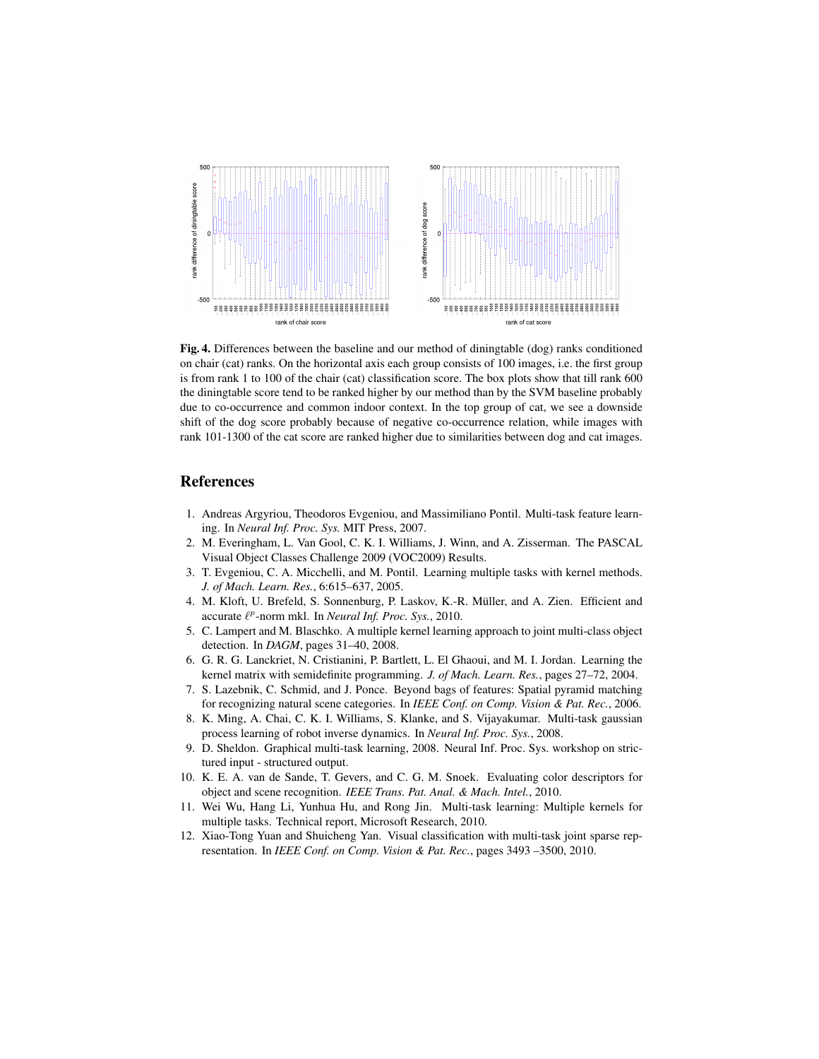500

0

-500

rank difference of diningtable score

rank of chair score

500

0

-500

rank difference of dog score

rank of cat score

**Fig. 4.** Differences between the baseline and our method of diningtable (dog) ranks conditioned on chair (cat) ranks. On the horizontal axis each group consists of 100 images, i.e. the first group is from rank 1 to 100 of the chair (cat) classification score. The box plots show that till rank 600 the diningtable score tend to be ranked higher by our method than by the SVM baseline probably due to co-occurrence and common indoor context. In the top group of cat, we see a downside shift of the dog score probably because of negative co-occurrence relation, while images with rank 101-1300 of the cat score are ranked higher due to similarities between dog and cat images.

## References

1. Andreas Argyriou, Theodoros Evgeniou, and Massimiliano Pontil. Multi-task feature learning. In *Neural Inf. Proc. Sys.* MIT Press, 2007.
2. M. Everingham, L. Van Gool, C. K. I. Williams, J. Winn, and A. Zisserman. The PASCAL Visual Object Classes Challenge 2009 (VOC2009) Results.
3. T. Evgeniou, C. A. Micchelli, and M. Pontil. Learning multiple tasks with kernel methods. *J. of Mach. Learn. Res.*, 6:615–637, 2005.
4. M. Kloft, U. Brefeld, S. Sonnenburg, P. Laskov, K.-R. Müller, and A. Zien. Efficient and accurate $\ell^p$-norm mkl. In *Neural Inf. Proc. Sys.*, 2010.
5. C. Lampert and M. Blaschko. A multiple kernel learning approach to joint multi-class object detection. In *DAGM*, pages 31–40, 2008.
6. G. R. G. Lanckriet, N. Cristianini, P. Bartlett, L. El Ghaoui, and M. I. Jordan. Learning the kernel matrix with semidefinite programming. *J. of Mach. Learn. Res.*, pages 27–72, 2004.
7. S. Lazebnik, C. Schmid, and J. Ponce. Beyond bags of features: Spatial pyramid matching for recognizing natural scene categories. In *IEEE Conf. on Comp. Vision & Pat. Rec.*, 2006.
8. K. Ming, A. Chai, C. K. I. Williams, S. Klanke, and S. Vijayakumar. Multi-task gaussian process learning of robot inverse dynamics. In *Neural Inf. Proc. Sys.*, 2008.
9. D. Sheldon. Graphical multi-task learning, 2008. Neural Inf. Proc. Sys. workshop on strictured input - structured output.
10. K. E. A. van de Sande, T. Gevers, and C. G. M. Snoek. Evaluating color descriptors for object and scene recognition. *IEEE Trans. Pat. Anal. & Mach. Intel.*, 2010.
11. Wei Wu, Hang Li, Yunhua Hu, and Rong Jin. Multi-task learning: Multiple kernels for multiple tasks. Technical report, Microsoft Research, 2010.
12. Xiao-Tong Yuan and Shuicheng Yan. Visual classification with multi-task joint sparse representation. In *IEEE Conf. on Comp. Vision & Pat. Rec.*, pages 3493 –3500, 2010.